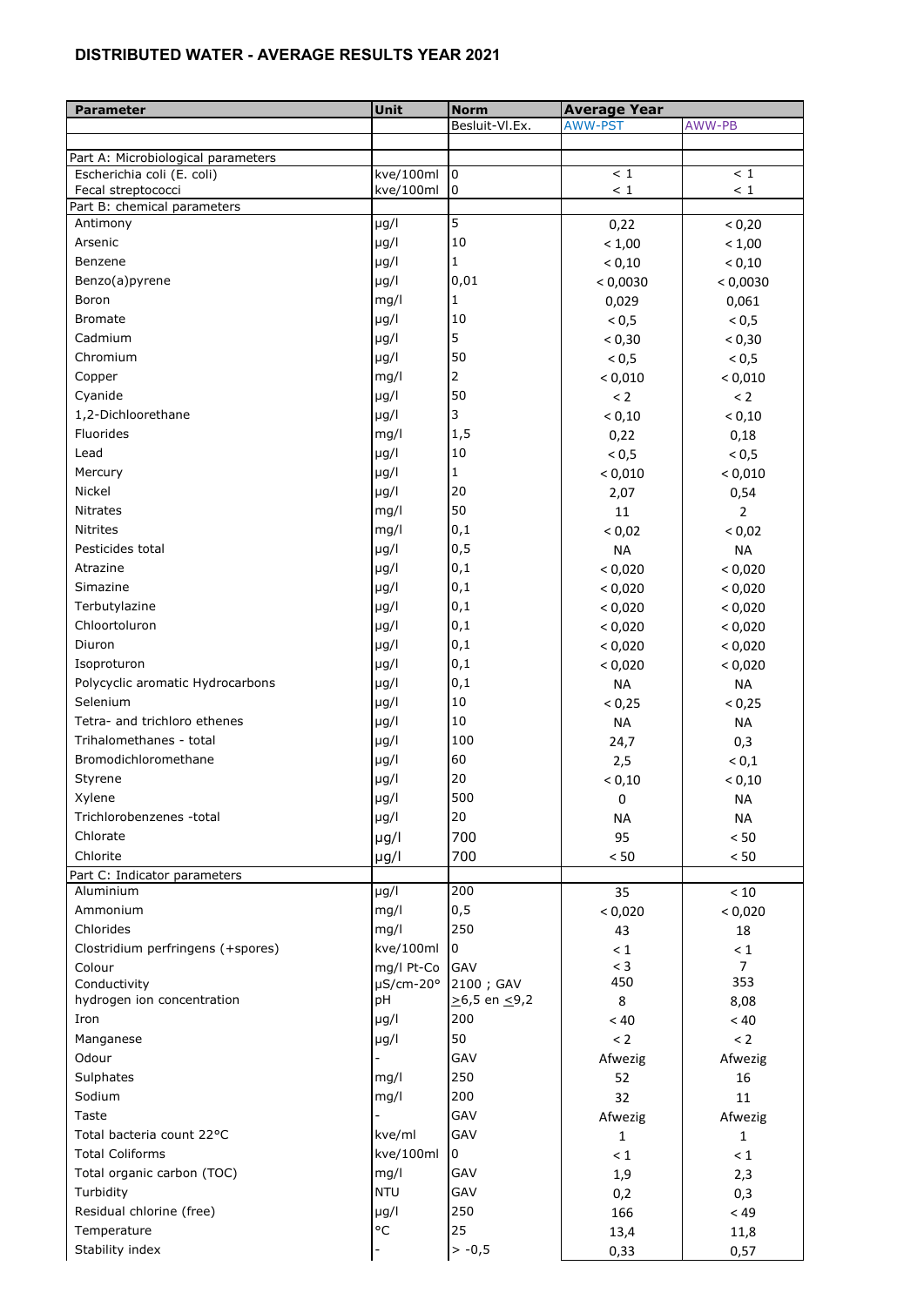## DISTRIBUTED WATER - AVERAGE RESULTS YEAR 2021

| Parameter | Unit | Norm | Average Year | |
|---|---|---|---|---|
| | | Besluit-Vl.Ex. | AWW-PST | AWW-PB |
| | | | | |
| Part A: Microbiological parameters | | | | |
| Escherichia coli (E. coli) | kve/100ml | 0 | < 1 | < 1 |
| Fecal streptococci | kve/100ml | 0 | < 1 | < 1 |
| Part B: chemical parameters | | | | |
| Antimony | µg/l | 5 | 0,22 | < 0,20 |
| Arsenic | µg/l | 10 | < 1,00 | < 1,00 |
| Benzene | µg/l | 1 | < 0,10 | < 0,10 |
| Benzo(a)pyrene | µg/l | 0,01 | < 0,0030 | < 0,0030 |
| Boron | mg/l | 1 | 0,029 | 0,061 |
| Bromate | µg/l | 10 | < 0,5 | < 0,5 |
| Cadmium | µg/l | 5 | < 0,30 | < 0,30 |
| Chromium | µg/l | 50 | < 0,5 | < 0,5 |
| Copper | mg/l | 2 | < 0,010 | < 0,010 |
| Cyanide | µg/l | 50 | < 2 | < 2 |
| 1,2-Dichloorethane | µg/l | 3 | < 0,10 | < 0,10 |
| Fluorides | mg/l | 1,5 | 0,22 | 0,18 |
| Lead | µg/l | 10 | < 0,5 | < 0,5 |
| Mercury | µg/l | 1 | < 0,010 | < 0,010 |
| Nickel | µg/l | 20 | 2,07 | 0,54 |
| Nitrates | mg/l | 50 | 11 | 2 |
| Nitrites | mg/l | 0,1 | < 0,02 | < 0,02 |
| Pesticides total | µg/l | 0,5 | NA | NA |
| Atrazine | µg/l | 0,1 | < 0,020 | < 0,020 |
| Simazine | µg/l | 0,1 | < 0,020 | < 0,020 |
| Terbutylazine | µg/l | 0,1 | < 0,020 | < 0,020 |
| Chloortoluron | µg/l | 0,1 | < 0,020 | < 0,020 |
| Diuron | µg/l | 0,1 | < 0,020 | < 0,020 |
| Isoproturon | µg/l | 0,1 | < 0,020 | < 0,020 |
| Polycyclic aromatic Hydrocarbons | µg/l | 0,1 | NA | NA |
| Selenium | µg/l | 10 | < 0,25 | < 0,25 |
| Tetra- and trichloro ethenes | µg/l | 10 | NA | NA |
| Trihalomethanes - total | µg/l | 100 | 24,7 | 0,3 |
| Bromodichloromethane | µg/l | 60 | 2,5 | < 0,1 |
| Styrene | µg/l | 20 | < 0,10 | < 0,10 |
| Xylene | µg/l | 500 | 0 | NA |
| Trichlorobenzenes -total | µg/l | 20 | NA | NA |
| Chlorate | µg/l | 700 | 95 | < 50 |
| Chlorite | µg/l | 700 | < 50 | < 50 |
| Part C: Indicator parameters | | | | |
| Aluminium | µg/l | 200 | 35 | < 10 |
| Ammonium | mg/l | 0,5 | < 0,020 | < 0,020 |
| Chlorides | mg/l | 250 | 43 | 18 |
| Clostridium perfringens (+spores) | kve/100ml | 0 | < 1 | < 1 |
| Colour | mg/l Pt-Co | GAV | < 3 | 7 |
| Conductivity | µS/cm-20° | 2100 ; GAV | 450 | 353 |
| hydrogen ion concentration | pH | ≥6,5 en ≤9,2 | 8 | 8,08 |
| Iron | µg/l | 200 | < 40 | < 40 |
| Manganese | µg/l | 50 | < 2 | < 2 |
| Odour | - | GAV | Afwezig | Afwezig |
| Sulphates | mg/l | 250 | 52 | 16 |
| Sodium | mg/l | 200 | 32 | 11 |
| Taste | - | GAV | Afwezig | Afwezig |
| Total bacteria count 22°C | kve/ml | GAV | 1 | 1 |
| Total Coliforms | kve/100ml | 0 | < 1 | < 1 |
| Total organic carbon (TOC) | mg/l | GAV | 1,9 | 2,3 |
| Turbidity | NTU | GAV | 0,2 | 0,3 |
| Residual chlorine (free) | µg/l | 250 | 166 | < 49 |
| Temperature | °C | 25 | 13,4 | 11,8 |
| Stability index | - | > -0,5 | 0,33 | 0,57 |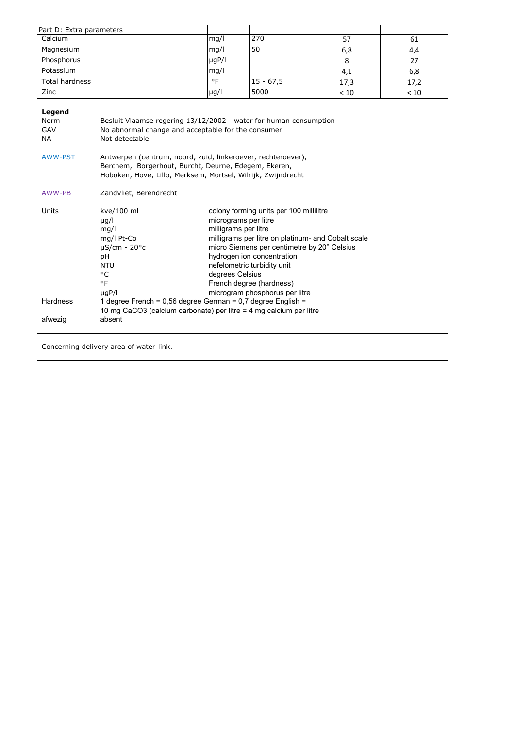| Part D: Extra parameters | | | | |
|---|---|---|---|---|
| Calcium | mg/l | 270 | 57 | 61 |
| Magnesium | mg/l | 50 | 6,8 | 4,4 |
| Phosphorus | µgP/l | | 8 | 27 |
| Potassium | mg/l | | 4,1 | 6,8 |
| Total hardness | °F | 15 - 67,5 | 17,3 | 17,2 |
| Zinc | µg/l | 5000 | < 10 | < 10 |

**Legend**

| | |
|---|---|
| Norm | Besluit Vlaamse regering 13/12/2002 - water for human consumption |
| GAV | No abnormal change and acceptable for the consumer |
| NA | Not detectable |

AWW-PST: Antwerpen (centrum, noord, zuid, linkeroever, rechteroever), Berchem, Borgerhout, Burcht, Deurne, Edegem, Ekeren, Hoboken, Hove, Lillo, Merksem, Mortsel, Wilrijk, Zwijndrecht

AWW-PB: Zandvliet, Berendrecht

**Units**

| | |
|---|---|
| kve/100 ml | colony forming units per 100 millilitre |
| µg/l | micrograms per litre |
| mg/l | milligrams per litre |
| mg/l Pt-Co | milligrams per litre on platinum- and Cobalt scale |
| µS/cm - 20°c | micro Siemens per centimetre by 20° Celsius |
| pH | hydrogen ion concentration |
| NTU | nefelometric turbidity unit |
| °C | degrees Celsius |
| °F | French degree (hardness) |
| µgP/l | microgram phosphorus per litre |

Hardness: 1 degree French = 0,56 degree German = 0,7 degree English = 10 mg $CaCO_3$ (calcium carbonate) per litre = 4 mg calcium per litre

afwezig: absent

Concerning delivery area of water-link.